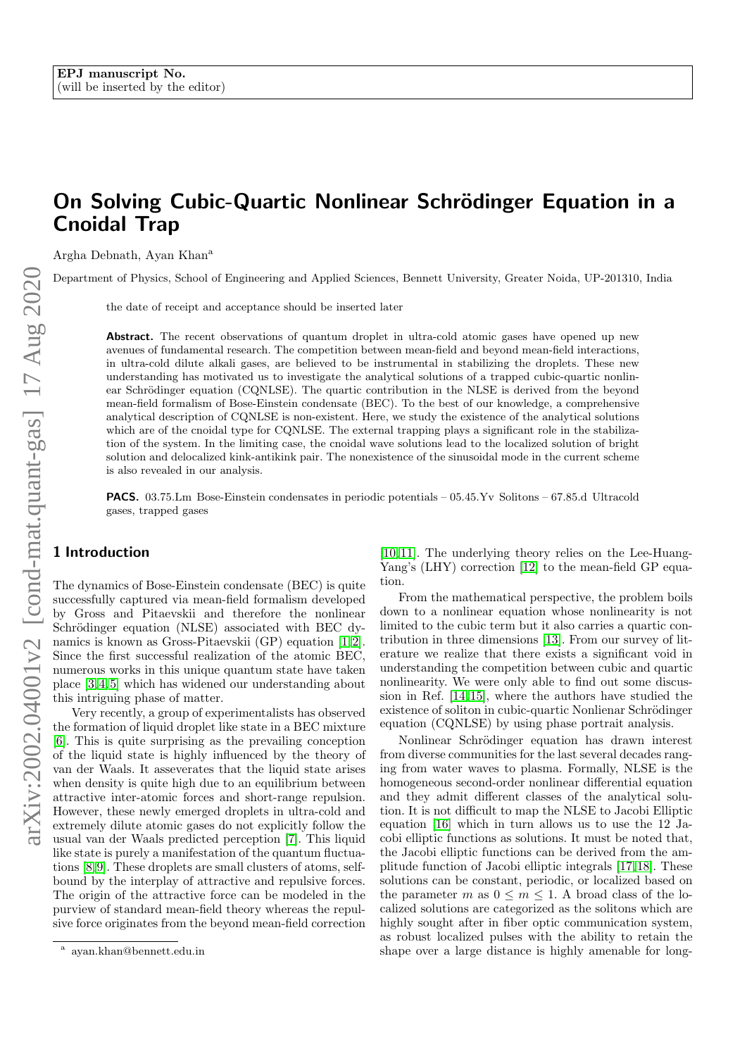EPJ manuscript No.
(will be inserted by the editor)

# On Solving Cubic-Quartic Nonlinear Schrödinger Equation in a Cnoidal Trap

Argha Debnath, Ayan Khan[a]

Department of Physics, School of Engineering and Applied Sciences, Bennett University, Greater Noida, UP-201310, India

the date of receipt and acceptance should be inserted later

**Abstract.** The recent observations of quantum droplet in ultra-cold atomic gases have opened up new avenues of fundamental research. The competition between mean-field and beyond mean-field interactions, in ultra-cold dilute alkali gases, are believed to be instrumental in stabilizing the droplets. These new understanding has motivated us to investigate the analytical solutions of a trapped cubic-quartic nonlinear Schrödinger equation (CQNLSE). The quartic contribution in the NLSE is derived from the beyond mean-field formalism of Bose-Einstein condensate (BEC). To the best of our knowledge, a comprehensive analytical description of CQNLSE is non-existent. Here, we study the existence of the analytical solutions which are of the cnoidal type for CQNLSE. The external trapping plays a significant role in the stabilization of the system. In the limiting case, the cnoidal wave solutions lead to the localized solution of bright solution and delocalized kink-antikink pair. The nonexistence of the sinusoidal mode in the current scheme is also revealed in our analysis.

**PACS.** 03.75.Lm Bose-Einstein condensates in periodic potentials – 05.45.Yv Solitons – 67.85.d Ultracold gases, trapped gases

## 1 Introduction

The dynamics of Bose-Einstein condensate (BEC) is quite successfully captured via mean-field formalism developed by Gross and Pitaevskii and therefore the nonlinear Schrödinger equation (NLSE) associated with BEC dynamics is known as Gross-Pitaevskii (GP) equation [1,2]. Since the first successful realization of the atomic BEC, numerous works in this unique quantum state have taken place [3,4,5] which has widened our understanding about this intriguing phase of matter.

Very recently, a group of experimentalists has observed the formation of liquid droplet like state in a BEC mixture [6]. This is quite surprising as the prevailing conception of the liquid state is highly influenced by the theory of van der Waals. It asseverates that the liquid state arises when density is quite high due to an equilibrium between attractive inter-atomic forces and short-range repulsion. However, these newly emerged droplets in ultra-cold and extremely dilute atomic gases do not explicitly follow the usual van der Waals predicted perception [7]. This liquid like state is purely a manifestation of the quantum fluctuations [8,9]. These droplets are small clusters of atoms, self-bound by the interplay of attractive and repulsive forces. The origin of the attractive force can be modeled in the purview of standard mean-field theory whereas the repulsive force originates from the beyond mean-field correction [10,11]. The underlying theory relies on the Lee-Huang-Yang's (LHY) correction [12] to the mean-field GP equation.

From the mathematical perspective, the problem boils down to a nonlinear equation whose nonlinearity is not limited to the cubic term but it also carries a quartic contribution in three dimensions [13]. From our survey of literature we realize that there exists a significant void in understanding the competition between cubic and quartic nonlinearity. We were only able to find out some discussion in Ref. [14,15], where the authors have studied the existence of soliton in cubic-quartic Nonlienar Schrödinger equation (CQNLSE) by using phase portrait analysis.

Nonlinear Schrödinger equation has drawn interest from diverse communities for the last several decades ranging from water waves to plasma. Formally, NLSE is the homogeneous second-order nonlinear differential equation and they admit different classes of the analytical solution. It is not difficult to map the NLSE to Jacobi Elliptic equation [16] which in turn allows us to use the 12 Jacobi elliptic functions as solutions. It must be noted that, the Jacobi elliptic functions can be derived from the amplitude function of Jacobi elliptic integrals [17,18]. These solutions can be constant, periodic, or localized based on the parameter $m$ as $0 \leq m \leq 1$. A broad class of the localized solutions are categorized as the solitons which are highly sought after in fiber optic communication system, as robust localized pulses with the ability to retain the shape over a large distance is highly amenable for long-

[a] ayan.khan@bennett.edu.in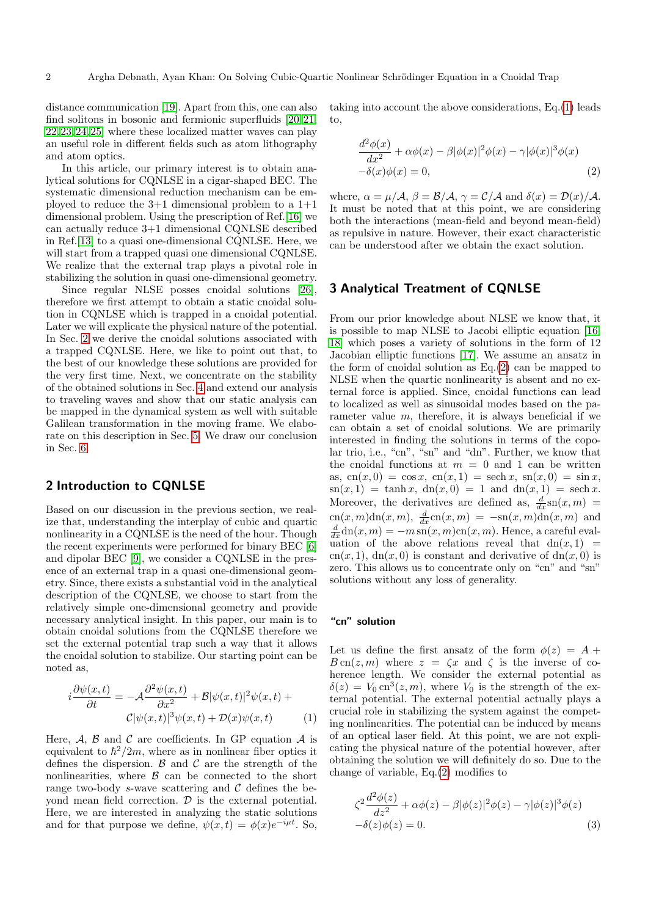distance communication [19]. Apart from this, one can also find solitons in bosonic and fermionic superfluids [20,21,22,23,24,25] where these localized matter waves can play an useful role in different fields such as atom lithography and atom optics.

In this article, our primary interest is to obtain analytical solutions for CQNLSE in a cigar-shaped BEC. The systematic dimensional reduction mechanism can be employed to reduce the 3+1 dimensional problem to a 1+1 dimensional problem. Using the prescription of Ref.[16] we can actually reduce 3+1 dimensional CQNLSE described in Ref.[13] to a quasi one-dimensional CQNLSE. Here, we will start from a trapped quasi one dimensional CQNLSE. We realize that the external trap plays a pivotal role in stabilizing the solution in quasi one-dimensional geometry.

Since regular NLSE posses cnoidal solutions [26], therefore we first attempt to obtain a static cnoidal solution in CQNLSE which is trapped in a cnoidal potential. Later we will explicate the physical nature of the potential. In Sec. 2 we derive the cnoidal solutions associated with a trapped CQNLSE. Here, we like to point out that, to the best of our knowledge these solutions are provided for the very first time. Next, we concentrate on the stability of the obtained solutions in Sec. 4 and extend our analysis to traveling waves and show that our static analysis can be mapped in the dynamical system as well with suitable Galilean transformation in the moving frame. We elaborate on this description in Sec. 5. We draw our conclusion in Sec. 6.

## 2 Introduction to CQNLSE

Based on our discussion in the previous section, we realize that, understanding the interplay of cubic and quartic nonlinearity in a CQNLSE is the need of the hour. Though the recent experiments were performed for binary BEC [6] and dipolar BEC [9], we consider a CQNLSE in the presence of an external trap in a quasi one-dimensional geometry. Since, there exists a substantial void in the analytical description of the CQNLSE, we choose to start from the relatively simple one-dimensional geometry and provide necessary analytical insight. In this paper, our main is to obtain cnoidal solutions from the CQNLSE therefore we set the external potential trap such a way that it allows the cnoidal solution to stabilize. Our starting point can be noted as,

$$
i\frac{\partial \psi(x,t)}{\partial t} = -\mathcal{A}\frac{\partial^2 \psi(x,t)}{\partial x^2} + \mathcal{B}|\psi(x,t)|^2\psi(x,t) + \mathcal{C}|\psi(x,t)|^3\psi(x,t) + \mathcal{D}(x)\psi(x,t) \qquad (1)
$$

Here, $\mathcal{A}$, $\mathcal{B}$ and $\mathcal{C}$ are coefficients. In GP equation $\mathcal{A}$ is equivalent to $\hbar^2/2m$, where as in nonlinear fiber optics it defines the dispersion. $\mathcal{B}$ and $\mathcal{C}$ are the strength of the nonlinearities, where $\mathcal{B}$ can be connected to the short range two-body $s$-wave scattering and $\mathcal{C}$ defines the beyond mean field correction. $\mathcal{D}$ is the external potential. Here, we are interested in analyzing the static solutions and for that purpose we define, $\psi(x,t) = \phi(x)e^{-i\mu t}$. So, taking into account the above considerations, Eq.(1) leads to,

$$
\frac{d^2\phi(x)}{dx^2} + \alpha\phi(x) - \beta|\phi(x)|^2\phi(x) - \gamma|\phi(x)|^3\phi(x) - \delta(x)\phi(x) = 0, \qquad (2)
$$

where, $\alpha = \mu/\mathcal{A}$, $\beta = \mathcal{B}/\mathcal{A}$, $\gamma = \mathcal{C}/\mathcal{A}$ and $\delta(x) = \mathcal{D}(x)/\mathcal{A}$. It must be noted that at this point, we are considering both the interactions (mean-field and beyond mean-field) as repulsive in nature. However, their exact characteristic can be understood after we obtain the exact solution.

## 3 Analytical Treatment of CQNLSE

From our prior knowledge about NLSE we know that, it is possible to map NLSE to Jacobi elliptic equation [16,18] which poses a variety of solutions in the form of 12 Jacobian elliptic functions [17]. We assume an ansatz in the form of cnoidal solution as Eq.(2) can be mapped to NLSE when the quartic nonlinearity is absent and no external force is applied. Since, cnoidal functions can lead to localized as well as sinusoidal modes based on the parameter value $m$, therefore, it is always beneficial if we can obtain a set of cnoidal solutions. We are primarily interested in finding the solutions in terms of the copolar trio, i.e., "cn", "sn" and "dn". Further, we know that the cnoidal functions at $m=0$ and 1 can be written as, $\mathrm{cn}(x,0) = \cos x$, $\mathrm{cn}(x,1) = \mathrm{sech}\, x$, $\mathrm{sn}(x,0) = \sin x$, $\mathrm{sn}(x,1) = \tanh x$, $\mathrm{dn}(x,0) = 1$ and $\mathrm{dn}(x,1) = \mathrm{sech}\, x$. Moreover, the derivatives are defined as, $\frac{d}{dx}\mathrm{sn}(x,m) = \mathrm{cn}(x,m)\mathrm{dn}(x,m)$, $\frac{d}{dx}\mathrm{cn}(x,m) = -\mathrm{sn}(x,m)\mathrm{dn}(x,m)$ and $\frac{d}{dx}\mathrm{dn}(x,m) = -m\,\mathrm{sn}(x,m)\mathrm{cn}(x,m)$. Hence, a careful evaluation of the above relations reveal that $\mathrm{dn}(x,1) = \mathrm{cn}(x,1)$, $\mathrm{dn}(x,0)$ is constant and derivative of $\mathrm{dn}(x,0)$ is zero. This allows us to concentrate only on "cn" and "sn" solutions without any loss of generality.

#### "cn" solution

Let us define the first ansatz of the form $\phi(z) = A + B\,\mathrm{cn}(z,m)$ where $z = \zeta x$ and $\zeta$ is the inverse of coherence length. We consider the external potential as $\delta(z) = V_0\,\mathrm{cn}^3(z,m)$, where $V_0$ is the strength of the external potential. The external potential actually plays a crucial role in stabilizing the system against the competing nonlinearities. The potential can be induced by means of an optical laser field. At this point, we are not explicating the physical nature of the potential however, after obtaining the solution we will definitely do so. Due to the change of variable, Eq.(2) modifies to

$$
\zeta^2\frac{d^2\phi(z)}{dz^2} + \alpha\phi(z) - \beta|\phi(z)|^2\phi(z) - \gamma|\phi(z)|^3\phi(z) - \delta(z)\phi(z) = 0. \qquad (3)
$$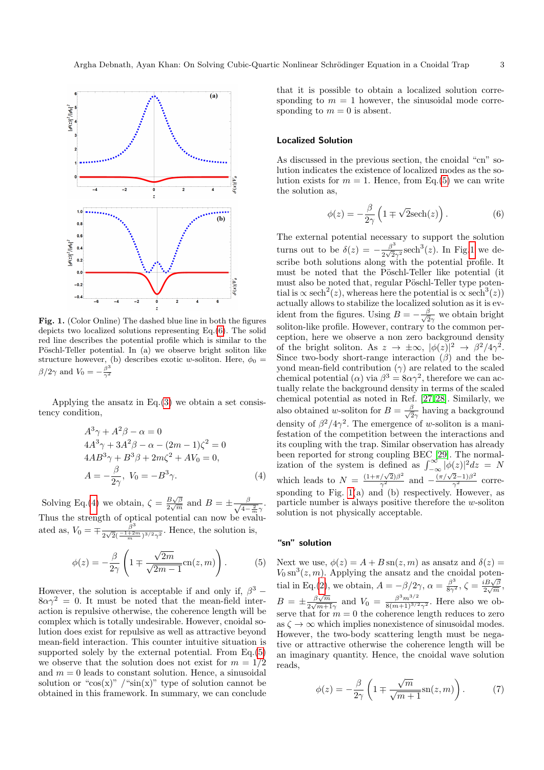**Fig. 1.** (Color Online) The dashed blue line in both the figures depicts two localized solutions representing Eq.(6). The solid red line describes the potential profile which is similar to the Pöschl-Teller potential. In (a) we observe bright soliton like structure however, (b) describes exotic $w$-soliton. Here, $\phi_0 = \beta/2\gamma$ and $V_0 = -\frac{\beta^3}{\gamma^2}$

Applying the ansatz in Eq.(3) we obtain a set consistency condition,

$$
\begin{aligned}
&A^3\gamma + A^2\beta - \alpha = 0\\
&4A^3\gamma + 3A^2\beta - \alpha - (2m-1)\zeta^2 = 0\\
&4AB^3\gamma + B^3\beta + 2m\zeta^2 + AV_0 = 0,\\
&A = -\frac{\beta}{2\gamma},\ V_0 = -B^3\gamma.
\end{aligned} \tag{4}
$$

Solving Eq.(4) we obtain, $\zeta = \frac{B\sqrt{\beta}}{2\sqrt{m}}$ and $B = \pm\frac{\beta}{\sqrt{4-\frac{2}{m}}\gamma}$. Thus the strength of optical potential can now be evaluated as, $V_0 = \mp\frac{\beta^3}{2\sqrt{2}(\frac{-1+2m}{m})^{3/2}\gamma^2}$. Hence, the solution is,

$$
\phi(z) = -\frac{\beta}{2\gamma}\left(1 \mp \frac{\sqrt{2m}}{\sqrt{2m-1}}\mathrm{cn}(z,m)\right). \tag{5}
$$

However, the solution is acceptable if and only if, $\beta^3 - 8\alpha\gamma^2 = 0$. It must be noted that the mean-field interaction is repulsive otherwise, the coherence length will be complex which is totally undesirable. However, cnoidal solution does exist for repulsive as well as attractive beyond mean-field interaction. This counter intuitive situation is supported solely by the external potential. From Eq.(5) we observe that the solution does not exist for $m = 1/2$ and $m = 0$ leads to constant solution. Hence, a sinusoidal solution or "cos(x)" /"sin(x)" type of solution cannot be obtained in this framework. In summary, we can conclude that it is possible to obtain a localized solution corresponding to $m = 1$ however, the sinusoidal mode corresponding to $m = 0$ is absent.

## Localized Solution

As discussed in the previous section, the cnoidal "cn" solution indicates the existence of localized modes as the solution exists for $m = 1$. Hence, from Eq.(5) we can write the solution as,

$$
\phi(z) = -\frac{\beta}{2\gamma}\left(1 \mp \sqrt{2}\mathrm{sech}(z)\right). \tag{6}
$$

The external potential necessary to support the solution turns out to be $\delta(z) = -\frac{\beta^3}{2\sqrt{2}\gamma^2}\mathrm{sech}^3(z)$. In Fig.1 we describe both solutions along with the potential profile. It must be noted that the Pöschl-Teller like potential (it must also be noted that, regular Pöschl-Teller type potential is $\propto \mathrm{sech}^2(z)$, whereas here the potential is $\propto \mathrm{sech}^3(z)$) actually allows to stabilize the localized solution as it is evident from the figures. Using $B = -\frac{\beta}{\sqrt{2}\gamma}$ we obtain bright soliton-like profile. However, contrary to the common perception, here we observe a non zero background density of the bright soliton. As $z \to \pm\infty$, $|\phi(z)|^2 \to \beta^2/4\gamma^2$. Since two-body short-range interaction ($\beta$) and the beyond mean-field contribution ($\gamma$) are related to the scaled chemical potential ($\alpha$) via $\beta^3 = 8\alpha\gamma^2$, therefore we can actually relate the background density in terms of the scaled chemical potential as noted in Ref. [27,28]. Similarly, we also obtained $w$-soliton for $B = \frac{\beta}{\sqrt{2}\gamma}$ having a background density of $\beta^2/4\gamma^2$. The emergence of $w$-soliton is a manifestation of the competition between the interactions and its coupling with the trap. Similar observation has already been reported for strong coupling BEC [29]. The normalization of the system is defined as $\int_{-\infty}^{\infty}|\phi(z)|^2dz = N$ which leads to $N = \frac{(1+\pi/\sqrt{2})\beta^2}{\gamma^2}$ and $-\frac{(\pi/\sqrt{2}-1)\beta^2}{\gamma^2}$ corresponding to Fig. 1(a) and (b) respectively. However, as particle number is always positive therefore the $w$-soliton solution is not physically acceptable.

## "sn" solution

Next we use, $\phi(z) = A + B\,\mathrm{sn}(z,m)$ as ansatz and $\delta(z) = V_0\,\mathrm{sn}^3(z,m)$. Applying the ansatz and the cnoidal potential in Eq.(2), we obtain, $A = -\beta/2\gamma$, $\alpha = \frac{\beta^3}{8\gamma^2}$, $\zeta = \frac{iB\sqrt{\beta}}{2\sqrt{m}}$, $B = \pm\frac{\beta\sqrt{m}}{2\sqrt{m+1}\gamma}$ and $V_0 = \frac{\beta^3 m^{3/2}}{8(m+1)^{3/2}\gamma^2}$. Here also we observe that for $m = 0$ the coherence length reduces to zero as $\zeta \to \infty$ which implies nonexistence of sinusoidal modes. However, the two-body scattering length must be negative or attractive otherwise the coherence length will be an imaginary quantity. Hence, the cnoidal wave solution reads,

$$
\phi(z) = -\frac{\beta}{2\gamma}\left(1 \mp \frac{\sqrt{m}}{\sqrt{m+1}}\mathrm{sn}(z,m)\right). \tag{7}
$$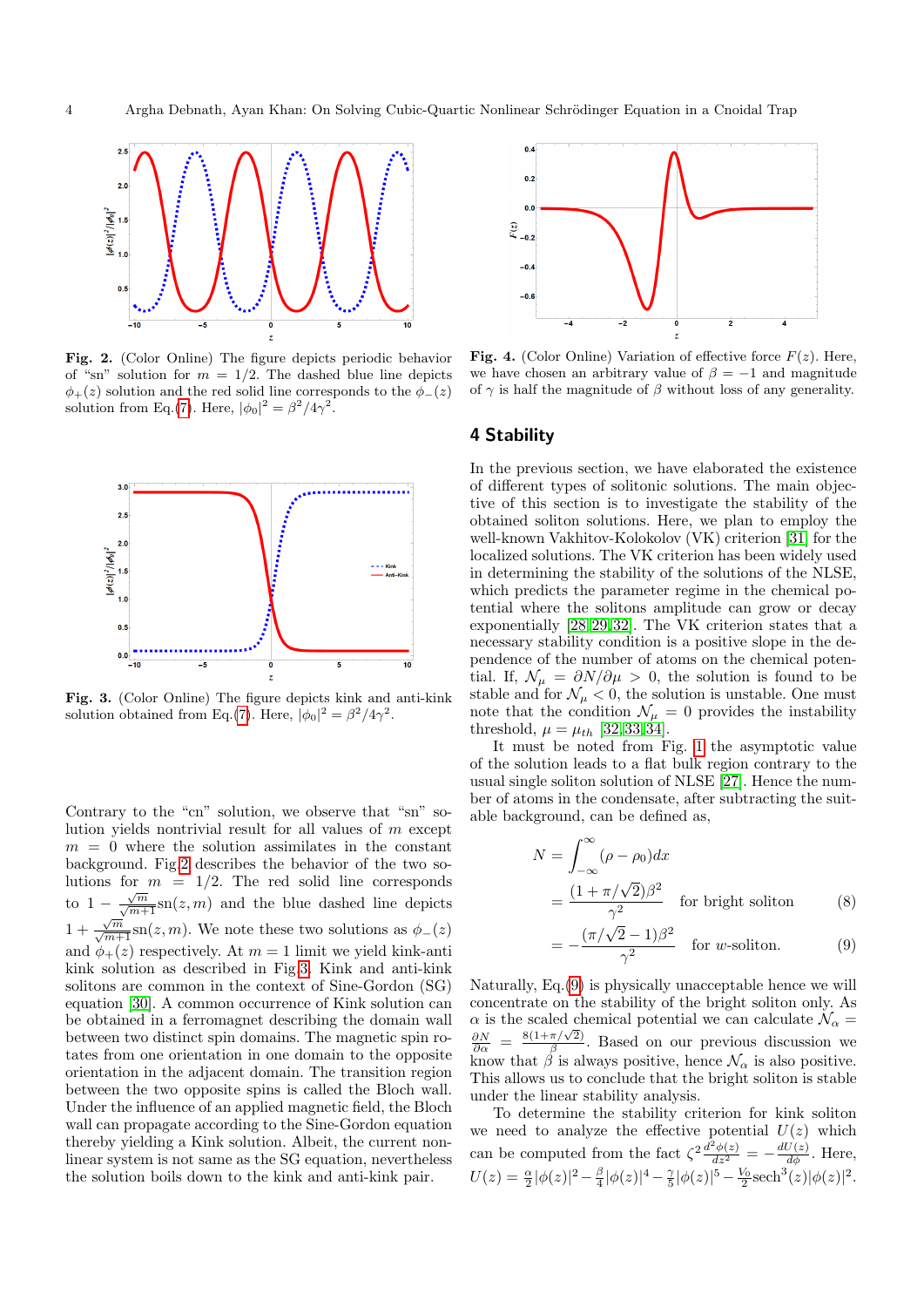**Fig. 2.** (Color Online) The figure depicts periodic behavior of "sn" solution for $m = 1/2$. The dashed blue line depicts $\phi_+(z)$ solution and the red solid line corresponds to the $\phi_-(z)$ solution from Eq.(7). Here, $|\phi_0|^2 = \beta^2/4\gamma^2$.

**Fig. 3.** (Color Online) The figure depicts kink and anti-kink solution obtained from Eq.(7). Here, $|\phi_0|^2 = \beta^2/4\gamma^2$.

Contrary to the "cn" solution, we observe that "sn" solution yields nontrivial result for all values of $m$ except $m = 0$ where the solution assimilates in the constant background. Fig.2 describes the behavior of the two solutions for $m = 1/2$. The red solid line corresponds to $1 - \frac{\sqrt{m}}{\sqrt{m+1}}\text{sn}(z, m)$ and the blue dashed line depicts $1 + \frac{\sqrt{m}}{\sqrt{m+1}}\text{sn}(z, m)$. We note these two solutions as $\phi_-(z)$ and $\phi_+(z)$ respectively. At $m = 1$ limit we yield kink-anti kink solution as described in Fig.3. Kink and anti-kink solitons are common in the context of Sine-Gordon (SG) equation [30]. A common occurrence of Kink solution can be obtained in a ferromagnet describing the domain wall between two distinct spin domains. The magnetic spin rotates from one orientation in one domain to the opposite orientation in the adjacent domain. The transition region between the two opposite spins is called the Bloch wall. Under the influence of an applied magnetic field, the Bloch wall can propagate according to the Sine-Gordon equation thereby yielding a Kink solution. Albeit, the current nonlinear system is not same as the SG equation, nevertheless the solution boils down to the kink and anti-kink pair.

**Fig. 4.** (Color Online) Variation of effective force $F(z)$. Here, we have chosen an arbitrary value of $\beta = -1$ and magnitude of $\gamma$ is half the magnitude of $\beta$ without loss of any generality.

## 4 Stability

In the previous section, we have elaborated the existence of different types of solitonic solutions. The main objective of this section is to investigate the stability of the obtained soliton solutions. Here, we plan to employ the well-known Vakhitov-Kolokolov (VK) criterion [31] for the localized solutions. The VK criterion has been widely used in determining the stability of the solutions of the NLSE, which predicts the parameter regime in the chemical potential where the solitons amplitude can grow or decay exponentially [28,29,32]. The VK criterion states that a necessary stability condition is a positive slope in the dependence of the number of atoms on the chemical potential. If, $\mathcal{N}_\mu = \partial N/\partial\mu > 0$, the solution is found to be stable and for $\mathcal{N}_\mu < 0$, the solution is unstable. One must note that the condition $\mathcal{N}_\mu = 0$ provides the instability threshold, $\mu = \mu_{th}$ [32,33,34].

It must be noted from Fig. 1 the asymptotic value of the solution leads to a flat bulk region contrary to the usual single soliton solution of NLSE [27]. Hence the number of atoms in the condensate, after subtracting the suitable background, can be defined as,

$$
\begin{aligned}
N &= \int_{-\infty}^{\infty} (\rho - \rho_0) dx \\
&= \frac{(1 + \pi/\sqrt{2})\beta^2}{\gamma^2} \quad \text{for bright soliton} \qquad (8) \\
&= -\frac{(\pi/\sqrt{2} - 1)\beta^2}{\gamma^2} \quad \text{for } w\text{-soliton.} \qquad (9)
\end{aligned}
$$

Naturally, Eq.(9) is physically unacceptable hence we will concentrate on the stability of the bright soliton only. As $\alpha$ is the scaled chemical potential we can calculate $\mathcal{N}_\alpha = \frac{\partial N}{\partial \alpha} = \frac{8(1+\pi/\sqrt{2})}{\beta}$. Based on our previous discussion we know that $\beta$ is always positive, hence $\mathcal{N}_\alpha$ is also positive. This allows us to conclude that the bright soliton is stable under the linear stability analysis.

To determine the stability criterion for kink soliton we need to analyze the effective potential $U(z)$ which can be computed from the fact $\zeta^2 \frac{d^2\phi(z)}{dz^2} = -\frac{dU(z)}{d\phi}$. Here, $U(z) = \frac{\alpha}{2}|\phi(z)|^2 - \frac{\beta}{4}|\phi(z)|^4 - \frac{\gamma}{5}|\phi(z)|^5 - \frac{V_0}{2}\text{sech}^3(z)|\phi(z)|^2$.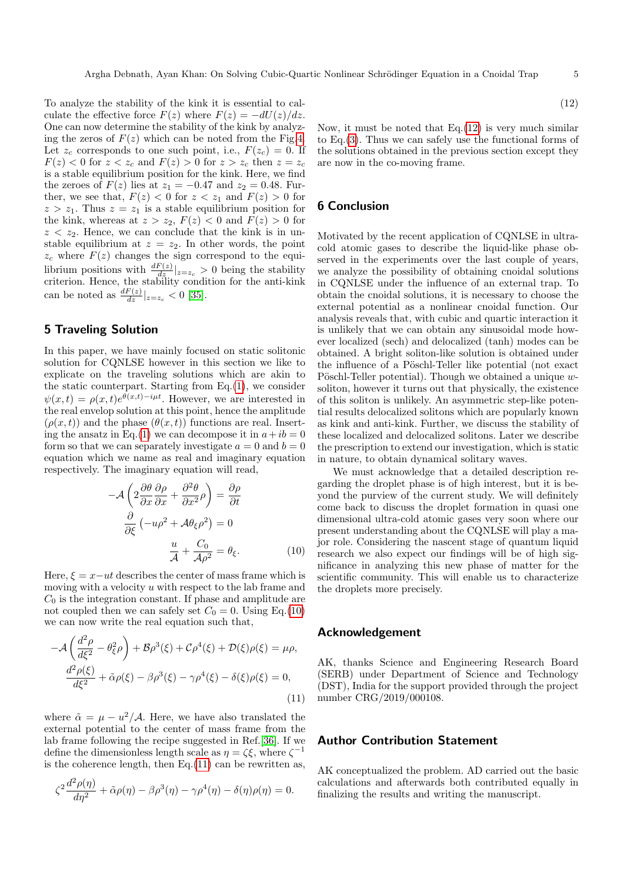To analyze the stability of the kink it is essential to calculate the effective force $F(z)$ where $F(z) = -dU(z)/dz$. One can now determine the stability of the kink by analyzing the zeros of $F(z)$ which can be noted from the Fig.4. Let $z_c$ corresponds to one such point, i.e., $F(z_c) = 0$. If $F(z) < 0$ for $z < z_c$ and $F(z) > 0$ for $z > z_c$ then $z = z_c$ is a stable equilibrium position for the kink. Here, we find the zeroes of $F(z)$ lies at $z_1 = -0.47$ and $z_2 = 0.48$. Further, we see that, $F(z) < 0$ for $z < z_1$ and $F(z) > 0$ for $z > z_1$. Thus $z = z_1$ is a stable equilibrium position for the kink, whereas at $z > z_2$, $F(z) < 0$ and $F(z) > 0$ for $z < z_2$. Hence, we can conclude that the kink is in unstable equilibrium at $z = z_2$. In other words, the point $z_c$ where $F(z)$ changes the sign correspond to the equilibrium positions with $\frac{dF(z)}{dz}|_{z=z_c} > 0$ being the stability criterion. Hence, the stability condition for the anti-kink can be noted as $\frac{dF(z)}{dz}|_{z=z_c} < 0$ [35].

## 5 Traveling Solution

In this paper, we have mainly focused on static solitonic solution for CQNLSE however in this section we like to explicate on the traveling solutions which are akin to the static counterpart. Starting from Eq.(1), we consider $\psi(x,t) = \rho(x,t)e^{\theta(x,t)-i\mu t}$. However, we are interested in the real envelop solution at this point, hence the amplitude $(\rho(x,t))$ and the phase $(\theta(x,t))$ functions are real. Inserting the ansatz in Eq.(1) we can decompose it in $a+ib=0$ form so that we can separately investigate $a=0$ and $b=0$ equation which we name as real and imaginary equation respectively. The imaginary equation will read,

$$
\begin{aligned}
-\mathcal{A}\left(2\frac{\partial\theta}{\partial x}\frac{\partial\rho}{\partial x} + \frac{\partial^2\theta}{\partial x^2}\rho\right) &= \frac{\partial\rho}{\partial t} \\
\frac{\partial}{\partial\xi}\left(-u\rho^2 + \mathcal{A}\theta_\xi\rho^2\right) &= 0 \\
\frac{u}{\mathcal{A}} + \frac{C_0}{\mathcal{A}\rho^2} &= \theta_\xi. \qquad (10)
\end{aligned}
$$

Here, $\xi = x - ut$ describes the center of mass frame which is moving with a velocity $u$ with respect to the lab frame and $C_0$ is the integration constant. If phase and amplitude are not coupled then we can safely set $C_0 = 0$. Using Eq.(10) we can now write the real equation such that,

$$
\begin{aligned}
-\mathcal{A}\left(\frac{d^2\rho}{d\xi^2} - \theta_\xi^2\rho\right) + \mathcal{B}\rho^3(\xi) + \mathcal{C}\rho^4(\xi) + \mathcal{D}(\xi)\rho(\xi) &= \mu\rho, \\
\frac{d^2\rho(\xi)}{d\xi^2} + \tilde{\alpha}\rho(\xi) - \beta\rho^3(\xi) - \gamma\rho^4(\xi) - \delta(\xi)\rho(\xi) &= 0, \qquad (11)
\end{aligned}
$$

where $\tilde{\alpha} = \mu - u^2/\mathcal{A}$. Here, we have also translated the external potential to the center of mass frame from the lab frame following the recipe suggested in Ref.[36]. If we define the dimensionless length scale as $\eta = \zeta\xi$, where $\zeta^{-1}$ is the coherence length, then Eq.(11) can be rewritten as,

$$
\zeta^2\frac{d^2\rho(\eta)}{d\eta^2} + \tilde{\alpha}\rho(\eta) - \beta\rho^3(\eta) - \gamma\rho^4(\eta) - \delta(\eta)\rho(\eta) = 0. \qquad (12)
$$

Now, it must be noted that Eq.(12) is very much similar to Eq.(3). Thus we can safely use the functional forms of the solutions obtained in the previous section except they are now in the co-moving frame.

## 6 Conclusion

Motivated by the recent application of CQNLSE in ultracold atomic gases to describe the liquid-like phase observed in the experiments over the last couple of years, we analyze the possibility of obtaining cnoidal solutions in CQNLSE under the influence of an external trap. To obtain the cnoidal solutions, it is necessary to choose the external potential as a nonlinear cnoidal function. Our analysis reveals that, with cubic and quartic interaction it is unlikely that we can obtain any sinusoidal mode however localized (sech) and delocalized (tanh) modes can be obtained. A bright soliton-like solution is obtained under the influence of a Pöschl-Teller like potential (not exact Pöschl-Teller potential). Though we obtained a unique $w$-soliton, however it turns out that physically, the existence of this soliton is unlikely. An asymmetric step-like potential results delocalized solitons which are popularly known as kink and anti-kink. Further, we discuss the stability of these localized and delocalized solitons. Later we describe the prescription to extend our investigation, which is static in nature, to obtain dynamical solitary waves.

We must acknowledge that a detailed description regarding the droplet phase is of high interest, but it is beyond the purview of the current study. We will definitely come back to discuss the droplet formation in quasi one dimensional ultra-cold atomic gases very soon where our present understanding about the CQNLSE will play a major role. Considering the nascent stage of quantum liquid research we also expect our findings will be of high significance in analyzing this new phase of matter for the scientific community. This will enable us to characterize the droplets more precisely.

## Acknowledgement

AK, thanks Science and Engineering Research Board (SERB) under Department of Science and Technology (DST), India for the support provided through the project number CRG/2019/000108.

## Author Contribution Statement

AK conceptualized the problem. AD carried out the basic calculations and afterwards both contributed equally in finalizing the results and writing the manuscript.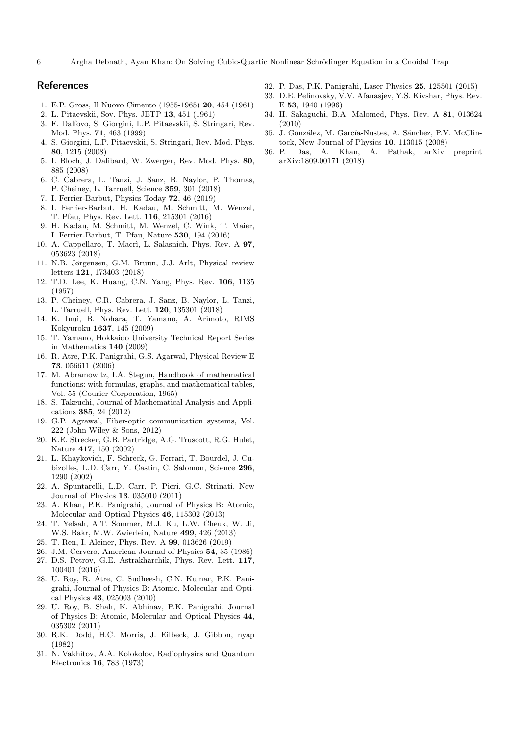## References

1. E.P. Gross, Il Nuovo Cimento (1955-1965) **20**, 454 (1961)
2. L. Pitaevskii, Sov. Phys. JETP **13**, 451 (1961)
3. F. Dalfovo, S. Giorgini, L.P. Pitaevskii, S. Stringari, Rev. Mod. Phys. **71**, 463 (1999)
4. S. Giorgini, L.P. Pitaevskii, S. Stringari, Rev. Mod. Phys. **80**, 1215 (2008)
5. I. Bloch, J. Dalibard, W. Zwerger, Rev. Mod. Phys. **80**, 885 (2008)
6. C. Cabrera, L. Tanzi, J. Sanz, B. Naylor, P. Thomas, P. Cheiney, L. Tarruell, Science **359**, 301 (2018)
7. I. Ferrier-Barbut, Physics Today **72**, 46 (2019)
8. I. Ferrier-Barbut, H. Kadau, M. Schmitt, M. Wenzel, T. Pfau, Phys. Rev. Lett. **116**, 215301 (2016)
9. H. Kadau, M. Schmitt, M. Wenzel, C. Wink, T. Maier, I. Ferrier-Barbut, T. Pfau, Nature **530**, 194 (2016)
10. A. Cappellaro, T. Macrì, L. Salasnich, Phys. Rev. A **97**, 053623 (2018)
11. N.B. Jørgensen, G.M. Bruun, J.J. Arlt, Physical review letters **121**, 173403 (2018)
12. T.D. Lee, K. Huang, C.N. Yang, Phys. Rev. **106**, 1135 (1957)
13. P. Cheiney, C.R. Cabrera, J. Sanz, B. Naylor, L. Tanzi, L. Tarruell, Phys. Rev. Lett. **120**, 135301 (2018)
14. K. Inui, B. Nohara, T. Yamano, A. Arimoto, RIMS Kokyuroku **1637**, 145 (2009)
15. T. Yamano, Hokkaido University Technical Report Series in Mathematics **140** (2009)
16. R. Atre, P.K. Panigrahi, G.S. Agarwal, Physical Review E **73**, 056611 (2006)
17. M. Abramowitz, I.A. Stegun, Handbook of mathematical functions: with formulas, graphs, and mathematical tables, Vol. 55 (Courier Corporation, 1965)
18. S. Takeuchi, Journal of Mathematical Analysis and Applications **385**, 24 (2012)
19. G.P. Agrawal, Fiber-optic communication systems, Vol. 222 (John Wiley & Sons, 2012)
20. K.E. Strecker, G.B. Partridge, A.G. Truscott, R.G. Hulet, Nature **417**, 150 (2002)
21. L. Khaykovich, F. Schreck, G. Ferrari, T. Bourdel, J. Cubizolles, L.D. Carr, Y. Castin, C. Salomon, Science **296**, 1290 (2002)
22. A. Spuntarelli, L.D. Carr, P. Pieri, G.C. Strinati, New Journal of Physics **13**, 035010 (2011)
23. A. Khan, P.K. Panigrahi, Journal of Physics B: Atomic, Molecular and Optical Physics **46**, 115302 (2013)
24. T. Yefsah, A.T. Sommer, M.J. Ku, L.W. Cheuk, W. Ji, W.S. Bakr, M.W. Zwierlein, Nature **499**, 426 (2013)
25. T. Ren, I. Aleiner, Phys. Rev. A **99**, 013626 (2019)
26. J.M. Cervero, American Journal of Physics **54**, 35 (1986)
27. D.S. Petrov, G.E. Astrakharchik, Phys. Rev. Lett. **117**, 100401 (2016)
28. U. Roy, R. Atre, C. Sudheesh, C.N. Kumar, P.K. Panigrahi, Journal of Physics B: Atomic, Molecular and Optical Physics **43**, 025003 (2010)
29. U. Roy, B. Shah, K. Abhinav, P.K. Panigrahi, Journal of Physics B: Atomic, Molecular and Optical Physics **44**, 035302 (2011)
30. R.K. Dodd, H.C. Morris, J. Eilbeck, J. Gibbon, nyap (1982)
31. N. Vakhitov, A.A. Kolokolov, Radiophysics and Quantum Electronics **16**, 783 (1973)
32. P. Das, P.K. Panigrahi, Laser Physics **25**, 125501 (2015)
33. D.E. Pelinovsky, V.V. Afanasjev, Y.S. Kivshar, Phys. Rev. E **53**, 1940 (1996)
34. H. Sakaguchi, B.A. Malomed, Phys. Rev. A **81**, 013624 (2010)
35. J. González, M. García-Nustes, A. Sánchez, P.V. McClintock, New Journal of Physics **10**, 113015 (2008)
36. P. Das, A. Khan, A. Pathak, arXiv preprint arXiv:1809.00171 (2018)